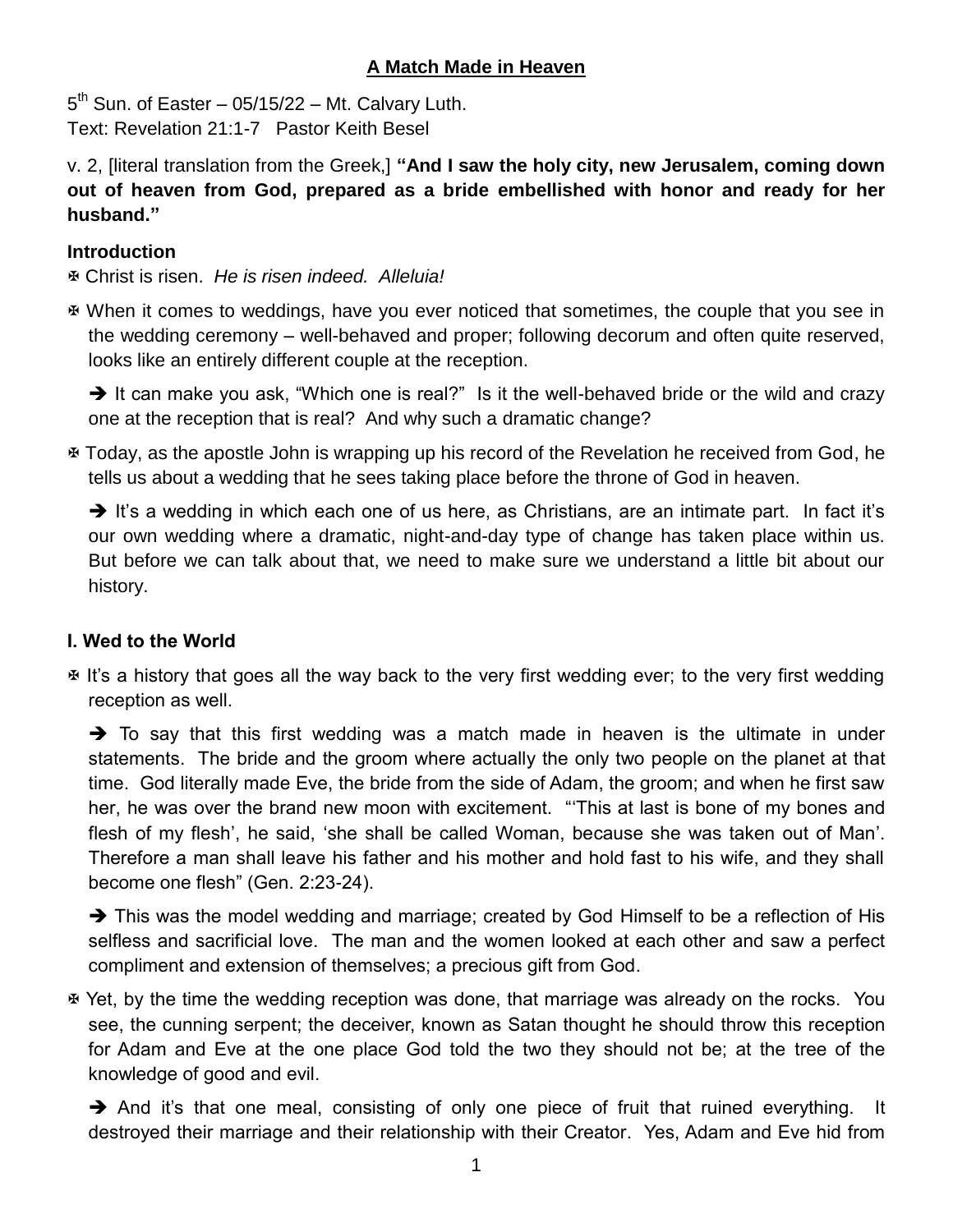# A Match Made in Heaven

5th Sun. of Easter – 05/15/22 – Mt. Calvary Luth.
Text: Revelation 21:1-7 Pastor Keith Besel

v. 2, [literal translation from the Greek,] **"And I saw the holy city, new Jerusalem, coming down out of heaven from God, prepared as a bride embellished with honor and ready for her husband."**

### Introduction

✠ Christ is risen. *He is risen indeed. Alleluia!*

✠ When it comes to weddings, have you ever noticed that sometimes, the couple that you see in the wedding ceremony – well-behaved and proper; following decorum and often quite reserved, looks like an entirely different couple at the reception.

➔ It can make you ask, "Which one is real?" Is it the well-behaved bride or the wild and crazy one at the reception that is real? And why such a dramatic change?

✠ Today, as the apostle John is wrapping up his record of the Revelation he received from God, he tells us about a wedding that he sees taking place before the throne of God in heaven.

➔ It's a wedding in which each one of us here, as Christians, are an intimate part. In fact it's our own wedding where a dramatic, night-and-day type of change has taken place within us. But before we can talk about that, we need to make sure we understand a little bit about our history.

### I. Wed to the World

✠ It's a history that goes all the way back to the very first wedding ever; to the very first wedding reception as well.

➔ To say that this first wedding was a match made in heaven is the ultimate in under statements. The bride and the groom where actually the only two people on the planet at that time. God literally made Eve, the bride from the side of Adam, the groom; and when he first saw her, he was over the brand new moon with excitement. "'This at last is bone of my bones and flesh of my flesh', he said, 'she shall be called Woman, because she was taken out of Man'. Therefore a man shall leave his father and his mother and hold fast to his wife, and they shall become one flesh" (Gen. 2:23-24).

➔ This was the model wedding and marriage; created by God Himself to be a reflection of His selfless and sacrificial love. The man and the women looked at each other and saw a perfect compliment and extension of themselves; a precious gift from God.

✠ Yet, by the time the wedding reception was done, that marriage was already on the rocks. You see, the cunning serpent; the deceiver, known as Satan thought he should throw this reception for Adam and Eve at the one place God told the two they should not be; at the tree of the knowledge of good and evil.

➔ And it's that one meal, consisting of only one piece of fruit that ruined everything. It destroyed their marriage and their relationship with their Creator. Yes, Adam and Eve hid from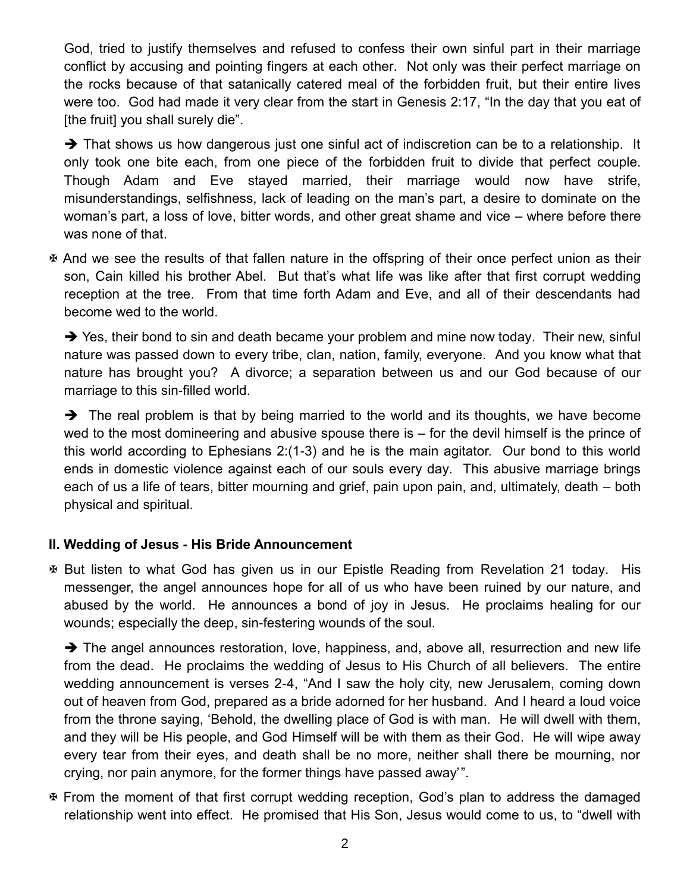God, tried to justify themselves and refused to confess their own sinful part in their marriage conflict by accusing and pointing fingers at each other. Not only was their perfect marriage on the rocks because of that satanically catered meal of the forbidden fruit, but their entire lives were too. God had made it very clear from the start in Genesis 2:17, "In the day that you eat of [the fruit] you shall surely die".

➔ That shows us how dangerous just one sinful act of indiscretion can be to a relationship. It only took one bite each, from one piece of the forbidden fruit to divide that perfect couple. Though Adam and Eve stayed married, their marriage would now have strife, misunderstandings, selfishness, lack of leading on the man's part, a desire to dominate on the woman's part, a loss of love, bitter words, and other great shame and vice – where before there was none of that.

✠ And we see the results of that fallen nature in the offspring of their once perfect union as their son, Cain killed his brother Abel. But that's what life was like after that first corrupt wedding reception at the tree. From that time forth Adam and Eve, and all of their descendants had become wed to the world.

➔ Yes, their bond to sin and death became your problem and mine now today. Their new, sinful nature was passed down to every tribe, clan, nation, family, everyone. And you know what that nature has brought you? A divorce; a separation between us and our God because of our marriage to this sin-filled world.

➔ The real problem is that by being married to the world and its thoughts, we have become wed to the most domineering and abusive spouse there is – for the devil himself is the prince of this world according to Ephesians 2:(1-3) and he is the main agitator. Our bond to this world ends in domestic violence against each of our souls every day. This abusive marriage brings each of us a life of tears, bitter mourning and grief, pain upon pain, and, ultimately, death – both physical and spiritual.

**II. Wedding of Jesus - His Bride Announcement**

✠ But listen to what God has given us in our Epistle Reading from Revelation 21 today. His messenger, the angel announces hope for all of us who have been ruined by our nature, and abused by the world. He announces a bond of joy in Jesus. He proclaims healing for our wounds; especially the deep, sin-festering wounds of the soul.

➔ The angel announces restoration, love, happiness, and, above all, resurrection and new life from the dead. He proclaims the wedding of Jesus to His Church of all believers. The entire wedding announcement is verses 2-4, "And I saw the holy city, new Jerusalem, coming down out of heaven from God, prepared as a bride adorned for her husband. And I heard a loud voice from the throne saying, 'Behold, the dwelling place of God is with man. He will dwell with them, and they will be His people, and God Himself will be with them as their God. He will wipe away every tear from their eyes, and death shall be no more, neither shall there be mourning, nor crying, nor pain anymore, for the former things have passed away'".

✠ From the moment of that first corrupt wedding reception, God's plan to address the damaged relationship went into effect. He promised that His Son, Jesus would come to us, to "dwell with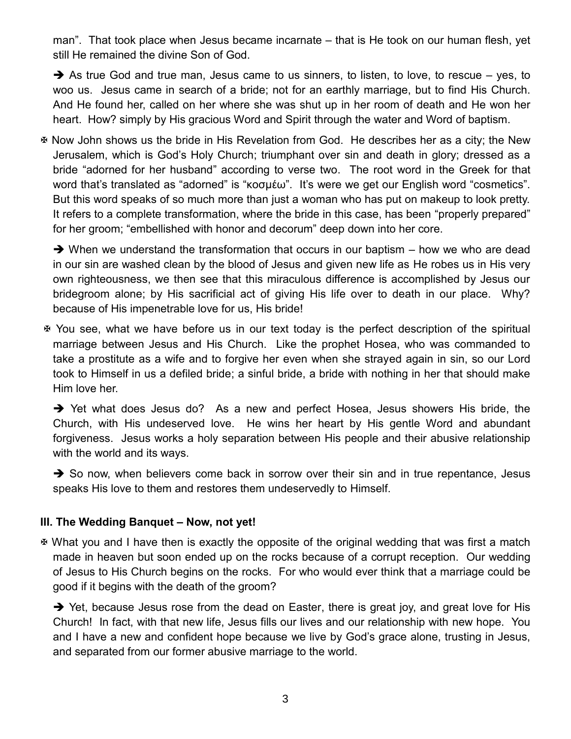man". That took place when Jesus became incarnate – that is He took on our human flesh, yet still He remained the divine Son of God.

➔ As true God and true man, Jesus came to us sinners, to listen, to love, to rescue – yes, to woo us. Jesus came in search of a bride; not for an earthly marriage, but to find His Church. And He found her, called on her where she was shut up in her room of death and He won her heart. How? simply by His gracious Word and Spirit through the water and Word of baptism.

☩ Now John shows us the bride in His Revelation from God. He describes her as a city; the New Jerusalem, which is God's Holy Church; triumphant over sin and death in glory; dressed as a bride "adorned for her husband" according to verse two. The root word in the Greek for that word that's translated as "adorned" is "κοσμέω". It's were we get our English word "cosmetics". But this word speaks of so much more than just a woman who has put on makeup to look pretty. It refers to a complete transformation, where the bride in this case, has been "properly prepared" for her groom; "embellished with honor and decorum" deep down into her core.

➔ When we understand the transformation that occurs in our baptism – how we who are dead in our sin are washed clean by the blood of Jesus and given new life as He robes us in His very own righteousness, we then see that this miraculous difference is accomplished by Jesus our bridegroom alone; by His sacrificial act of giving His life over to death in our place. Why? because of His impenetrable love for us, His bride!

☩ You see, what we have before us in our text today is the perfect description of the spiritual marriage between Jesus and His Church. Like the prophet Hosea, who was commanded to take a prostitute as a wife and to forgive her even when she strayed again in sin, so our Lord took to Himself in us a defiled bride; a sinful bride, a bride with nothing in her that should make Him love her.

➔ Yet what does Jesus do? As a new and perfect Hosea, Jesus showers His bride, the Church, with His undeserved love. He wins her heart by His gentle Word and abundant forgiveness. Jesus works a holy separation between His people and their abusive relationship with the world and its ways.

➔ So now, when believers come back in sorrow over their sin and in true repentance, Jesus speaks His love to them and restores them undeservedly to Himself.

**III. The Wedding Banquet – Now, not yet!**

☩ What you and I have then is exactly the opposite of the original wedding that was first a match made in heaven but soon ended up on the rocks because of a corrupt reception. Our wedding of Jesus to His Church begins on the rocks. For who would ever think that a marriage could be good if it begins with the death of the groom?

➔ Yet, because Jesus rose from the dead on Easter, there is great joy, and great love for His Church! In fact, with that new life, Jesus fills our lives and our relationship with new hope. You and I have a new and confident hope because we live by God's grace alone, trusting in Jesus, and separated from our former abusive marriage to the world.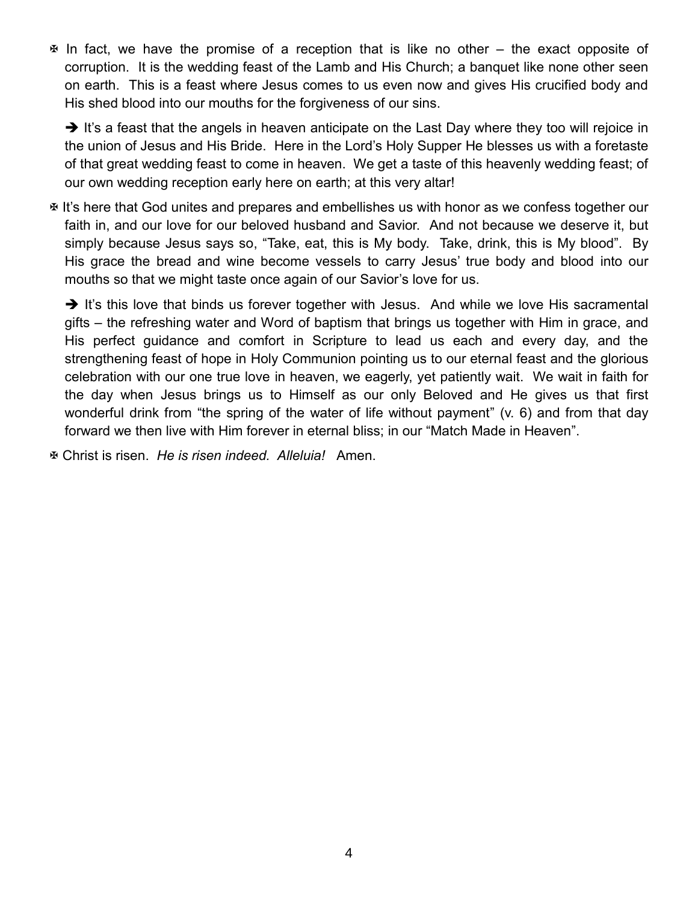✠ In fact, we have the promise of a reception that is like no other – the exact opposite of corruption. It is the wedding feast of the Lamb and His Church; a banquet like none other seen on earth. This is a feast where Jesus comes to us even now and gives His crucified body and His shed blood into our mouths for the forgiveness of our sins.

➔ It's a feast that the angels in heaven anticipate on the Last Day where they too will rejoice in the union of Jesus and His Bride. Here in the Lord's Holy Supper He blesses us with a foretaste of that great wedding feast to come in heaven. We get a taste of this heavenly wedding feast; of our own wedding reception early here on earth; at this very altar!

✠ It's here that God unites and prepares and embellishes us with honor as we confess together our faith in, and our love for our beloved husband and Savior. And not because we deserve it, but simply because Jesus says so, "Take, eat, this is My body. Take, drink, this is My blood". By His grace the bread and wine become vessels to carry Jesus' true body and blood into our mouths so that we might taste once again of our Savior's love for us.

➔ It's this love that binds us forever together with Jesus. And while we love His sacramental gifts – the refreshing water and Word of baptism that brings us together with Him in grace, and His perfect guidance and comfort in Scripture to lead us each and every day, and the strengthening feast of hope in Holy Communion pointing us to our eternal feast and the glorious celebration with our one true love in heaven, we eagerly, yet patiently wait. We wait in faith for the day when Jesus brings us to Himself as our only Beloved and He gives us that first wonderful drink from "the spring of the water of life without payment" (v. 6) and from that day forward we then live with Him forever in eternal bliss; in our "Match Made in Heaven".

✠ Christ is risen. *He is risen indeed. Alleluia!* Amen.